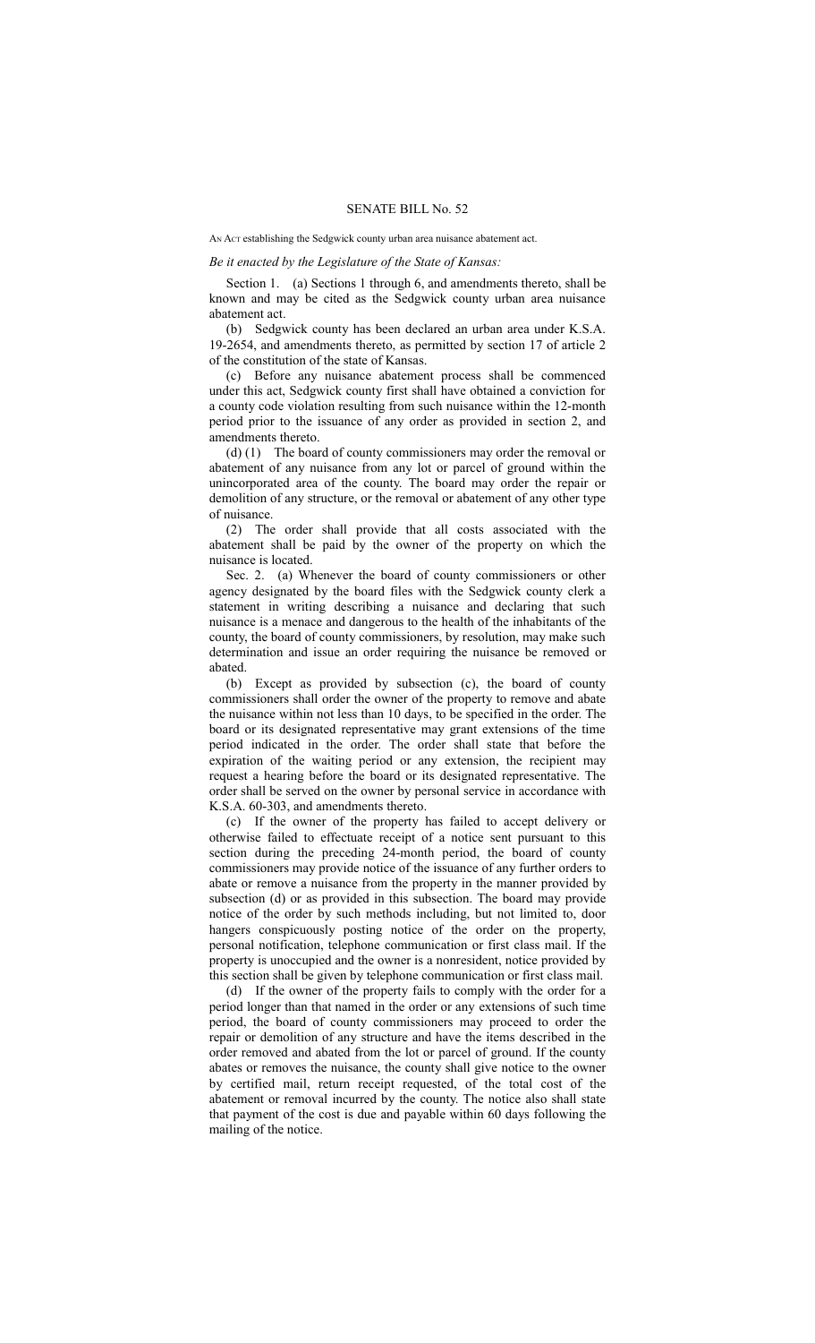# SENATE BILL No. 52

AN ACT establishing the Sedgwick county urban area nuisance abatement act.

*Be it enacted by the Legislature of the State of Kansas:*

Section 1. (a) Sections 1 through 6, and amendments thereto, shall be known and may be cited as the Sedgwick county urban area nuisance abatement act.

(b) Sedgwick county has been declared an urban area under K.S.A. 19-2654, and amendments thereto, as permitted by section 17 of article 2 of the constitution of the state of Kansas.

(c) Before any nuisance abatement process shall be commenced under this act, Sedgwick county first shall have obtained a conviction for a county code violation resulting from such nuisance within the 12-month period prior to the issuance of any order as provided in section 2, and amendments thereto.

(d) (1) The board of county commissioners may order the removal or abatement of any nuisance from any lot or parcel of ground within the unincorporated area of the county. The board may order the repair or demolition of any structure, or the removal or abatement of any other type of nuisance.

(2) The order shall provide that all costs associated with the abatement shall be paid by the owner of the property on which the nuisance is located.

Sec. 2. (a) Whenever the board of county commissioners or other agency designated by the board files with the Sedgwick county clerk a statement in writing describing a nuisance and declaring that such nuisance is a menace and dangerous to the health of the inhabitants of the county, the board of county commissioners, by resolution, may make such determination and issue an order requiring the nuisance be removed or abated.

(b) Except as provided by subsection (c), the board of county commissioners shall order the owner of the property to remove and abate the nuisance within not less than 10 days, to be specified in the order. The board or its designated representative may grant extensions of the time period indicated in the order. The order shall state that before the expiration of the waiting period or any extension, the recipient may request a hearing before the board or its designated representative. The order shall be served on the owner by personal service in accordance with K.S.A. 60-303, and amendments thereto.

(c) If the owner of the property has failed to accept delivery or otherwise failed to effectuate receipt of a notice sent pursuant to this section during the preceding 24-month period, the board of county commissioners may provide notice of the issuance of any further orders to abate or remove a nuisance from the property in the manner provided by subsection (d) or as provided in this subsection. The board may provide notice of the order by such methods including, but not limited to, door hangers conspicuously posting notice of the order on the property, personal notification, telephone communication or first class mail. If the property is unoccupied and the owner is a nonresident, notice provided by this section shall be given by telephone communication or first class mail.

(d) If the owner of the property fails to comply with the order for a period longer than that named in the order or any extensions of such time period, the board of county commissioners may proceed to order the repair or demolition of any structure and have the items described in the order removed and abated from the lot or parcel of ground. If the county abates or removes the nuisance, the county shall give notice to the owner by certified mail, return receipt requested, of the total cost of the abatement or removal incurred by the county. The notice also shall state that payment of the cost is due and payable within 60 days following the mailing of the notice.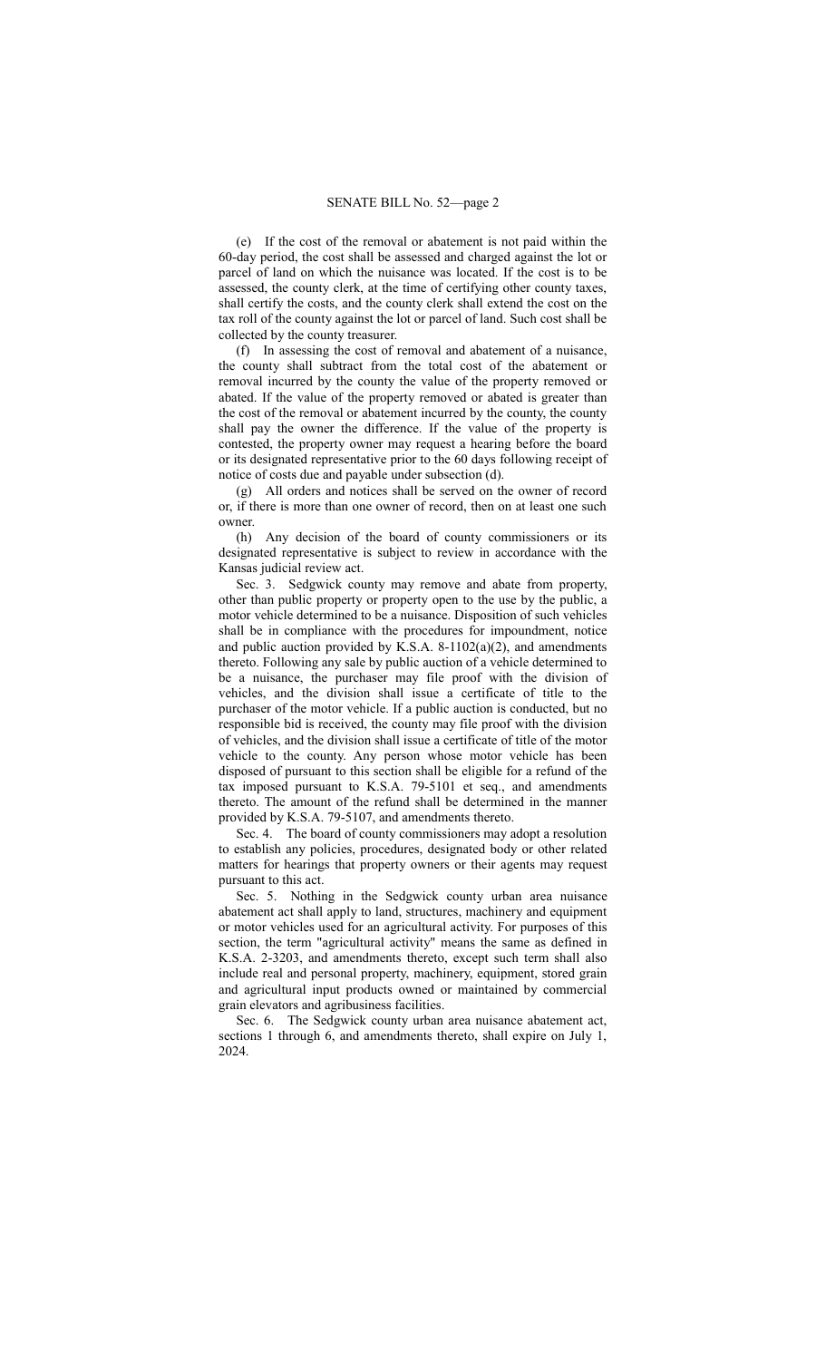(e) If the cost of the removal or abatement is not paid within the 60-day period, the cost shall be assessed and charged against the lot or parcel of land on which the nuisance was located. If the cost is to be assessed, the county clerk, at the time of certifying other county taxes, shall certify the costs, and the county clerk shall extend the cost on the tax roll of the county against the lot or parcel of land. Such cost shall be collected by the county treasurer.

(f) In assessing the cost of removal and abatement of a nuisance, the county shall subtract from the total cost of the abatement or removal incurred by the county the value of the property removed or abated. If the value of the property removed or abated is greater than the cost of the removal or abatement incurred by the county, the county shall pay the owner the difference. If the value of the property is contested, the property owner may request a hearing before the board or its designated representative prior to the 60 days following receipt of notice of costs due and payable under subsection (d).

(g) All orders and notices shall be served on the owner of record or, if there is more than one owner of record, then on at least one such owner.

(h) Any decision of the board of county commissioners or its designated representative is subject to review in accordance with the Kansas judicial review act.

Sec. 3. Sedgwick county may remove and abate from property, other than public property or property open to the use by the public, a motor vehicle determined to be a nuisance. Disposition of such vehicles shall be in compliance with the procedures for impoundment, notice and public auction provided by K.S.A. 8-1102(a)(2), and amendments thereto. Following any sale by public auction of a vehicle determined to be a nuisance, the purchaser may file proof with the division of vehicles, and the division shall issue a certificate of title to the purchaser of the motor vehicle. If a public auction is conducted, but no responsible bid is received, the county may file proof with the division of vehicles, and the division shall issue a certificate of title of the motor vehicle to the county. Any person whose motor vehicle has been disposed of pursuant to this section shall be eligible for a refund of the tax imposed pursuant to K.S.A. 79-5101 et seq., and amendments thereto. The amount of the refund shall be determined in the manner provided by K.S.A. 79-5107, and amendments thereto.

Sec. 4. The board of county commissioners may adopt a resolution to establish any policies, procedures, designated body or other related matters for hearings that property owners or their agents may request pursuant to this act.

Sec. 5. Nothing in the Sedgwick county urban area nuisance abatement act shall apply to land, structures, machinery and equipment or motor vehicles used for an agricultural activity. For purposes of this section, the term "agricultural activity" means the same as defined in K.S.A. 2-3203, and amendments thereto, except such term shall also include real and personal property, machinery, equipment, stored grain and agricultural input products owned or maintained by commercial grain elevators and agribusiness facilities.

Sec. 6. The Sedgwick county urban area nuisance abatement act, sections 1 through 6, and amendments thereto, shall expire on July 1, 2024.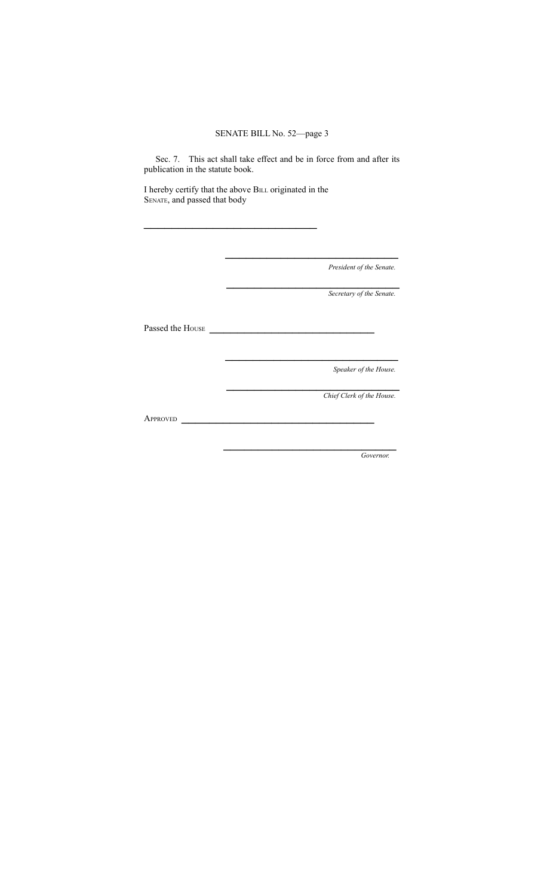Sec. 7. This act shall take effect and be in force from and after its publication in the statute book.

I hereby certify that the above BILL originated in the SENATE, and passed that body

\_\_\_\_\_\_\_\_\_\_\_\_\_\_\_\_\_\_\_\_\_\_\_\_\_\_\_\_\_\_\_\_\_\_\_\_

\_\_\_\_\_\_\_\_\_\_\_\_\_\_\_\_\_\_\_\_\_\_\_\_\_\_\_\_\_\_\_\_\_\_\_\_
*President of the Senate.*

\_\_\_\_\_\_\_\_\_\_\_\_\_\_\_\_\_\_\_\_\_\_\_\_\_\_\_\_\_\_\_\_\_\_\_\_
*Secretary of the Senate.*

Passed the HOUSE \_\_\_\_\_\_\_\_\_\_\_\_\_\_\_\_\_\_\_\_\_\_\_\_\_\_\_\_\_\_\_\_\_\_\_\_

\_\_\_\_\_\_\_\_\_\_\_\_\_\_\_\_\_\_\_\_\_\_\_\_\_\_\_\_\_\_\_\_\_\_\_\_
*Speaker of the House.*

\_\_\_\_\_\_\_\_\_\_\_\_\_\_\_\_\_\_\_\_\_\_\_\_\_\_\_\_\_\_\_\_\_\_\_\_
*Chief Clerk of the House.*

APPROVED \_\_\_\_\_\_\_\_\_\_\_\_\_\_\_\_\_\_\_\_\_\_\_\_\_\_\_\_\_\_\_\_\_\_\_\_

\_\_\_\_\_\_\_\_\_\_\_\_\_\_\_\_\_\_\_\_\_\_\_\_\_\_\_\_\_\_\_\_\_\_\_\_
*Governor.*